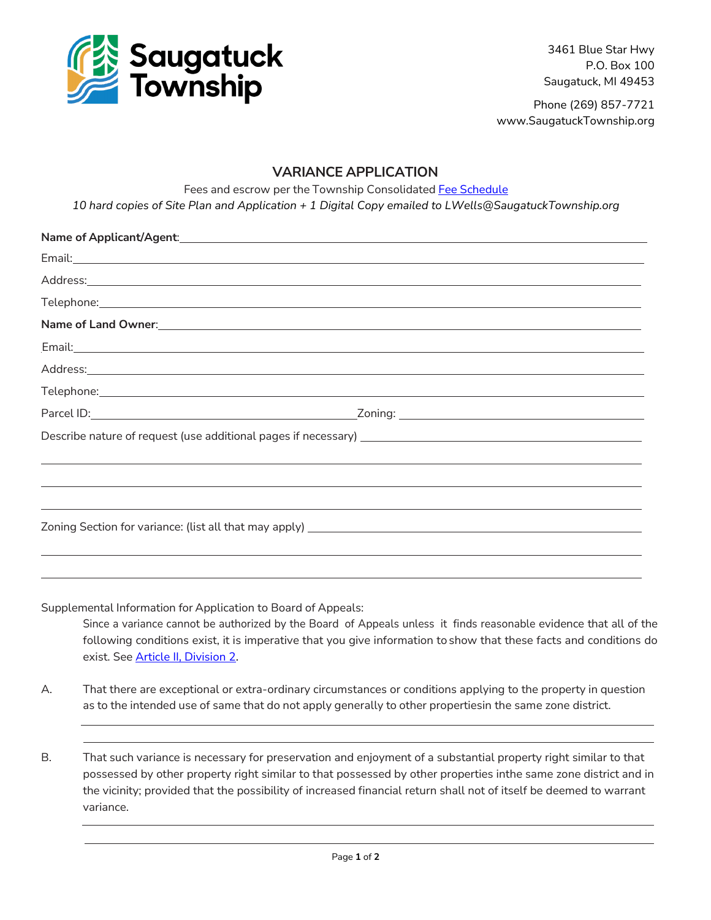Saugatuck Township

3461 Blue Star Hwy
P.O. Box 100
Saugatuck, MI 49453

Phone (269) 857-7721
www.SaugatuckTownship.org

# VARIANCE APPLICATION

Fees and escrow per the Township Consolidated [Fee Schedule](#)

*10 hard copies of Site Plan and Application + 1 Digital Copy emailed to LWells@SaugatuckTownship.org*

**Name of Applicant/Agent**: ______________________________

Email: ______________________________

Address: ______________________________

Telephone: ______________________________

**Name of Land Owner**: ______________________________

Email: ______________________________

Address: ______________________________

Telephone: ______________________________

Parcel ID: ____________________ Zoning: ____________________

Describe nature of request (use additional pages if necessary) ______________________________

______________________________

______________________________

______________________________

Zoning Section for variance: (list all that may apply) ______________________________

______________________________

______________________________

Supplemental Information for Application to Board of Appeals:

Since a variance cannot be authorized by the Board of Appeals unless it finds reasonable evidence that all of the following conditions exist, it is imperative that you give information to show that these facts and conditions do exist. See [Article II, Division 2](#).

A. That there are exceptional or extra-ordinary circumstances or conditions applying to the property in question as to the intended use of same that do not apply generally to other propertiesin the same zone district.

______________________________

______________________________

B. That such variance is necessary for preservation and enjoyment of a substantial property right similar to that possessed by other property right similar to that possessed by other properties inthe same zone district and in the vicinity; provided that the possibility of increased financial return shall not of itself be deemed to warrant variance.

______________________________

______________________________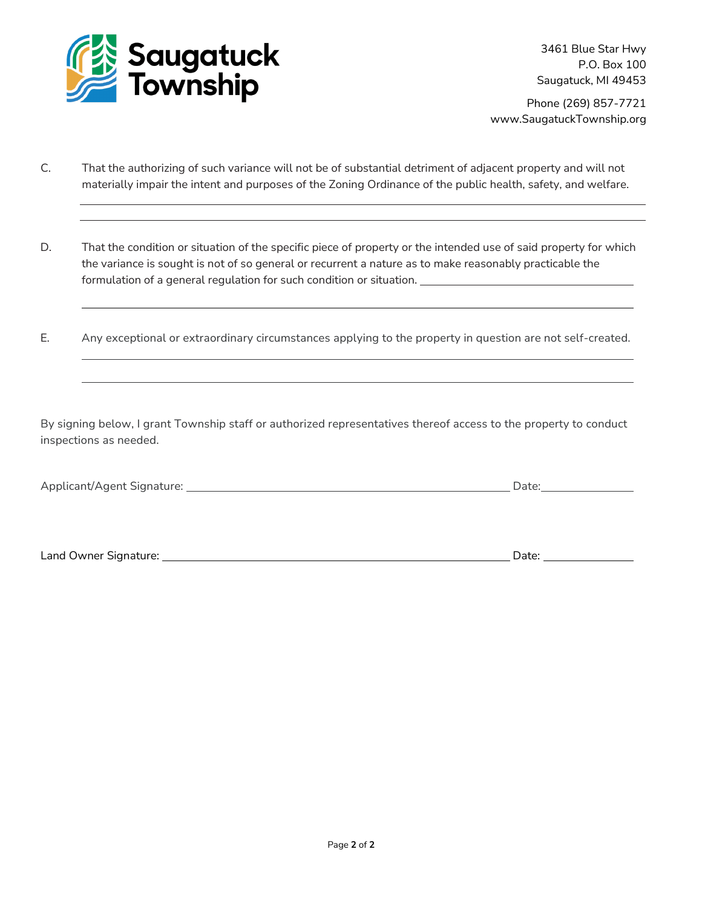Saugatuck Township

3461 Blue Star Hwy
P.O. Box 100
Saugatuck, MI 49453

Phone (269) 857-7721
www.SaugatuckTownship.org

C. That the authorizing of such variance will not be of substantial detriment of adjacent property and will not materially impair the intent and purposes of the Zoning Ordinance of the public health, safety, and welfare.

______________________________________________________________________

______________________________________________________________________

D. That the condition or situation of the specific piece of property or the intended use of said property for which the variance is sought is not of so general or recurrent a nature as to make reasonably practicable the formulation of a general regulation for such condition or situation. ______________________________

______________________________________________________________________

E. Any exceptional or extraordinary circumstances applying to the property in question are not self-created.

______________________________________________________________________

______________________________________________________________________

By signing below, I grant Township staff or authorized representatives thereof access to the property to conduct inspections as needed.

Applicant/Agent Signature: ______________________________________ Date: ______________

Land Owner Signature: ______________________________________ Date: ______________